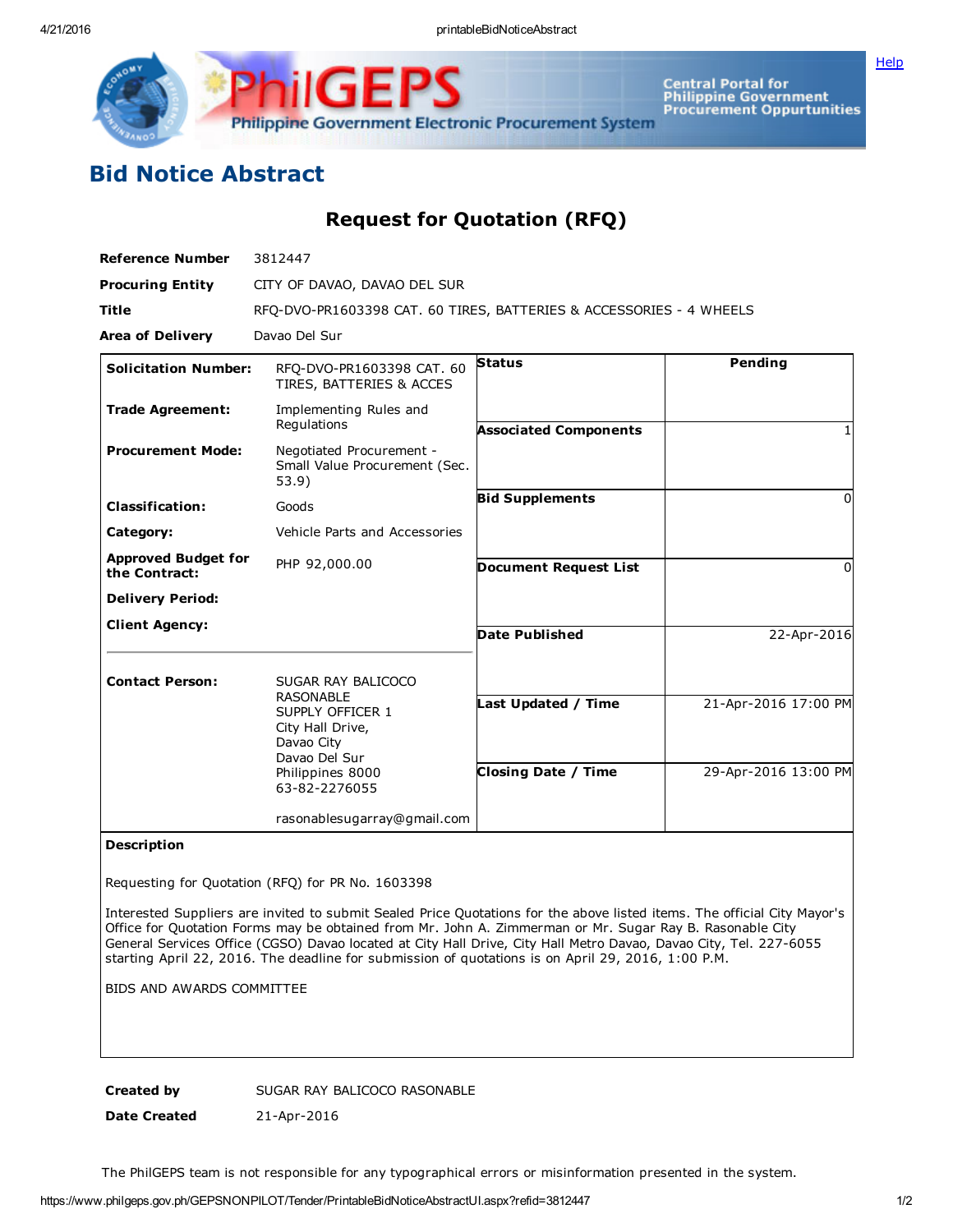# Bid Notice Abstract

## Request for Quotation (RFQ)

**Reference Number** 3812447

**Procuring Entity** CITY OF DAVAO, DAVAO DEL SUR

**Title** RFQ-DVO-PR1603398 CAT. 60 TIRES, BATTERIES & ACCESSORIES - 4 WHEELS

**Area of Delivery** Davao Del Sur

| | | | |
|---|---|---|---|
| **Solicitation Number:** | RFQ-DVO-PR1603398 CAT. 60 TIRES, BATTERIES & ACCES | **Status** | Pending |
| **Trade Agreement:** | Implementing Rules and Regulations | **Associated Components** | 1 |
| **Procurement Mode:** | Negotiated Procurement - Small Value Procurement (Sec. 53.9) | **Bid Supplements** | 0 |
| **Classification:** | Goods | **Document Request List** | 0 |
| **Category:** | Vehicle Parts and Accessories | **Date Published** | 22-Apr-2016 |
| **Approved Budget for the Contract:** | PHP 92,000.00 | **Last Updated / Time** | 21-Apr-2016 17:00 PM |
| **Delivery Period:** | | **Closing Date / Time** | 29-Apr-2016 13:00 PM |
| **Client Agency:** | | | |
| **Contact Person:** | SUGAR RAY BALICOCO RASONABLE<br>SUPPLY OFFICER 1<br>City Hall Drive,<br>Davao City<br>Davao Del Sur<br>Philippines 8000<br>63-82-2276055<br><br>rasonablesugarray@gmail.com | | |

**Description**

Requesting for Quotation (RFQ) for PR No. 1603398

Interested Suppliers are invited to submit Sealed Price Quotations for the above listed items. The official City Mayor's Office for Quotation Forms may be obtained from Mr. John A. Zimmerman or Mr. Sugar Ray B. Rasonable City General Services Office (CGSO) Davao located at City Hall Drive, City Hall Metro Davao, Davao City, Tel. 227-6055 starting April 22, 2016. The deadline for submission of quotations is on April 29, 2016, 1:00 P.M.

BIDS AND AWARDS COMMITTEE

**Created by** SUGAR RAY BALICOCO RASONABLE

**Date Created** 21-Apr-2016

The PhilGEPS team is not responsible for any typographical errors or misinformation presented in the system.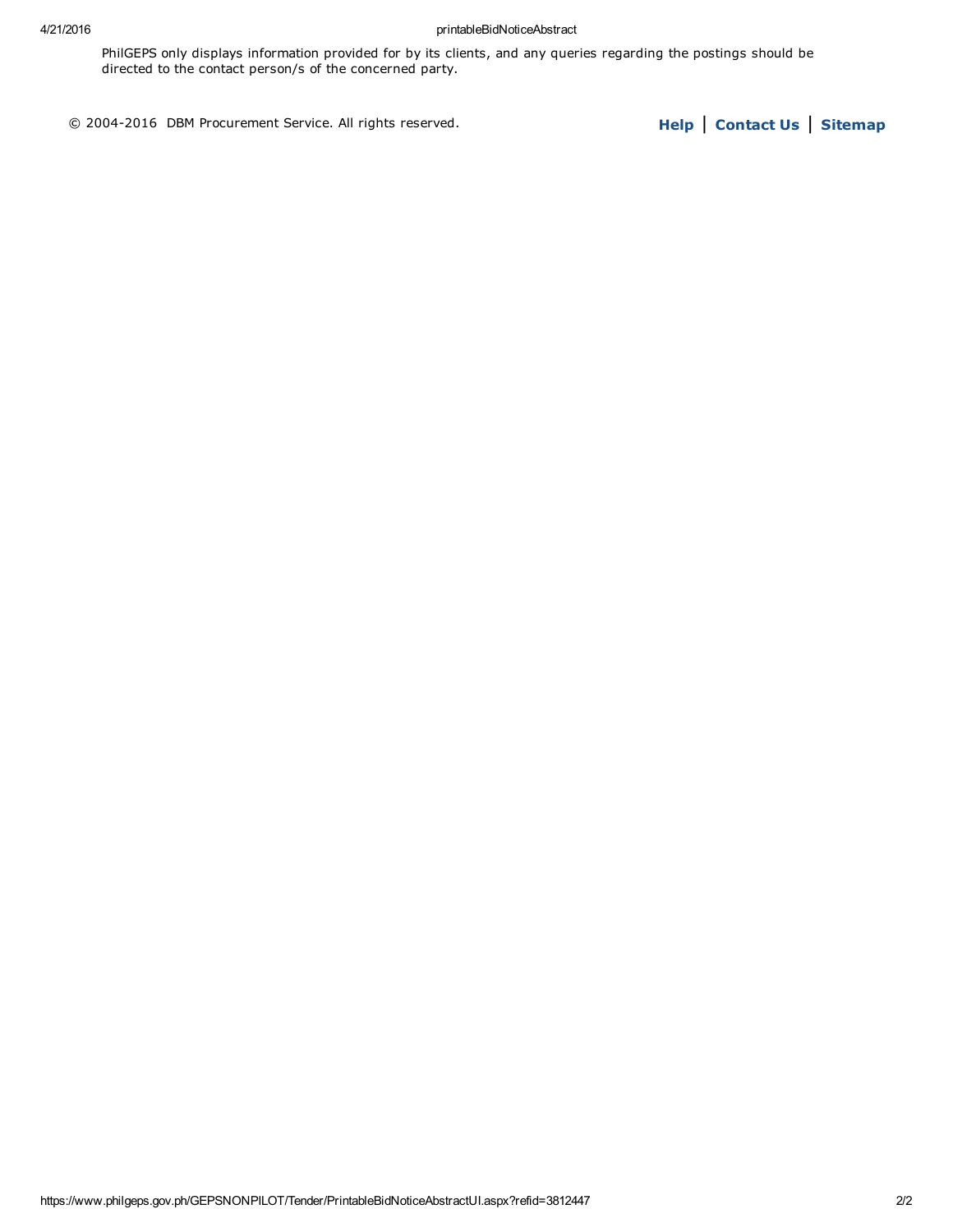PhilGEPS only displays information provided for by its clients, and any queries regarding the postings should be directed to the contact person/s of the concerned party.

© 2004-2016 DBM Procurement Service. All rights reserved.

**Help** | **Contact Us** | **Sitemap**